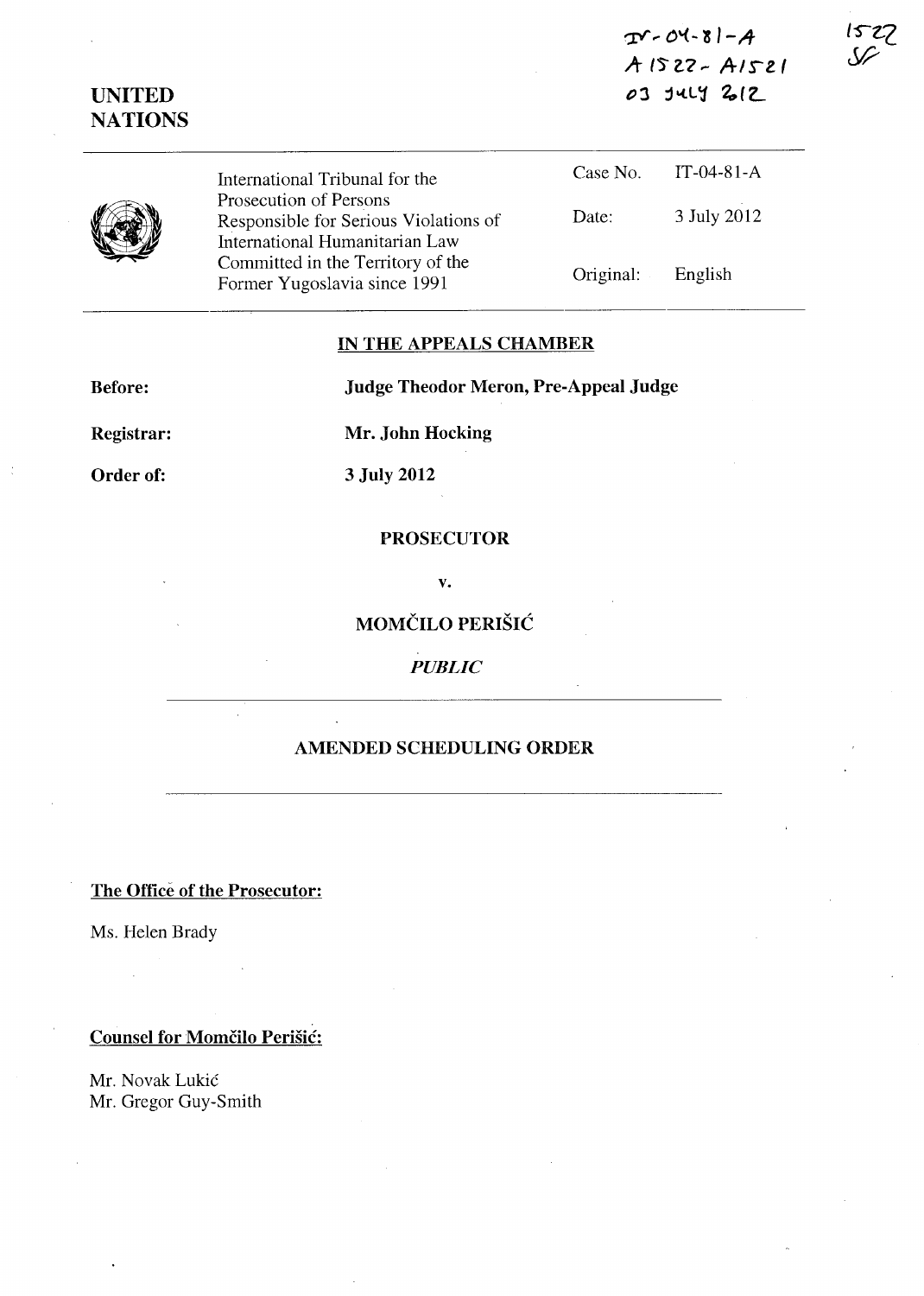IT-04-81-A
A 1522 - A 1521
03 JULY 2012

1522 SF

**UNITED NATIONS**

| | | |
|---|---|---|
| International Tribunal for the Prosecution of Persons Responsible for Serious Violations of International Humanitarian Law Committed in the Territory of the Former Yugoslavia since 1991 | Case No. | IT-04-81-A |
| | Date: | 3 July 2012 |
| | Original: | English |

## IN THE APPEALS CHAMBER

**Before:** **Judge Theodor Meron, Pre-Appeal Judge**

**Registrar:** **Mr. John Hocking**

**Order of:** **3 July 2012**

**PROSECUTOR**

**v.**

**MOMČILO PERIŠIĆ**

*PUBLIC*

## AMENDED SCHEDULING ORDER

**The Office of the Prosecutor:**

Ms. Helen Brady

**Counsel for Momčilo Perišić:**

Mr. Novak Lukić
Mr. Gregor Guy-Smith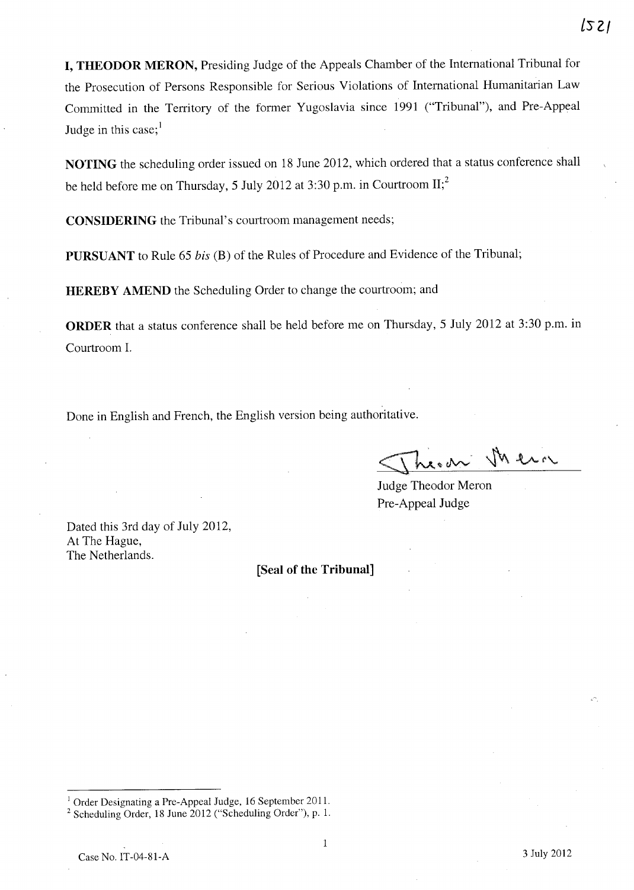**I, THEODOR MERON,** Presiding Judge of the Appeals Chamber of the International Tribunal for the Prosecution of Persons Responsible for Serious Violations of International Humanitarian Law Committed in the Territory of the former Yugoslavia since 1991 ("Tribunal"), and Pre-Appeal Judge in this case;[1]

**NOTING** the scheduling order issued on 18 June 2012, which ordered that a status conference shall be held before me on Thursday, 5 July 2012 at 3:30 p.m. in Courtroom II;[2]

**CONSIDERING** the Tribunal's courtroom management needs;

**PURSUANT** to Rule 65 *bis* (B) of the Rules of Procedure and Evidence of the Tribunal;

**HEREBY AMEND** the Scheduling Order to change the courtroom; and

**ORDER** that a status conference shall be held before me on Thursday, 5 July 2012 at 3:30 p.m. in Courtroom I.

Done in English and French, the English version being authoritative.

Judge Theodor Meron
Pre-Appeal Judge

Dated this 3rd day of July 2012,
At The Hague,
The Netherlands.

**[Seal of the Tribunal]**

---

[1] Order Designating a Pre-Appeal Judge, 16 September 2011.

[2] Scheduling Order, 18 June 2012 ("Scheduling Order"), p. 1.

Case No. IT-04-81-A

3 July 2012